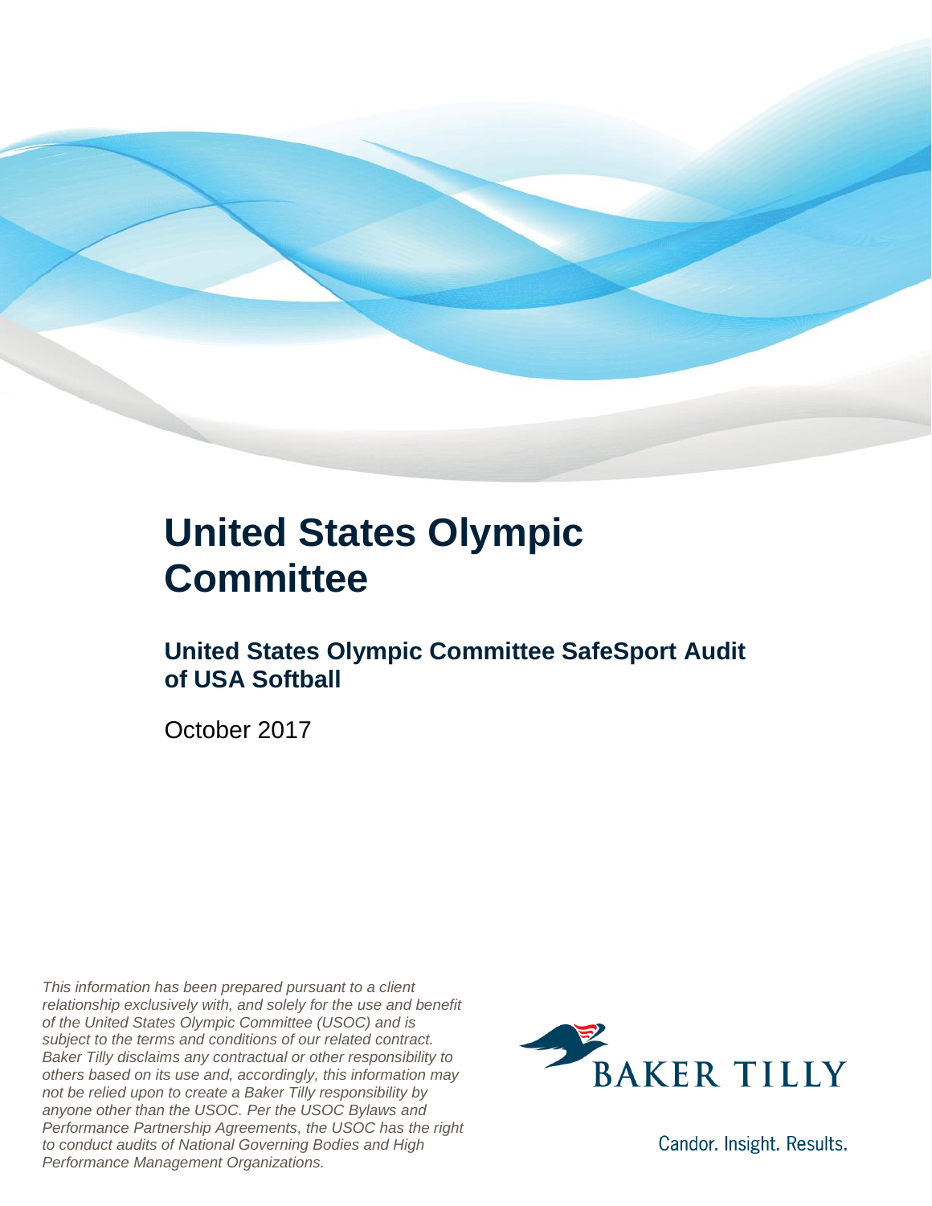# United States Olympic Committee

## United States Olympic Committee SafeSport Audit of USA Softball

October 2017

*This information has been prepared pursuant to a client relationship exclusively with, and solely for the use and benefit of the United States Olympic Committee (USOC) and is subject to the terms and conditions of our related contract. Baker Tilly disclaims any contractual or other responsibility to others based on its use and, accordingly, this information may not be relied upon to create a Baker Tilly responsibility by anyone other than the USOC. Per the USOC Bylaws and Performance Partnership Agreements, the USOC has the right to conduct audits of National Governing Bodies and High Performance Management Organizations.*

BAKER TILLY

Candor. Insight. Results.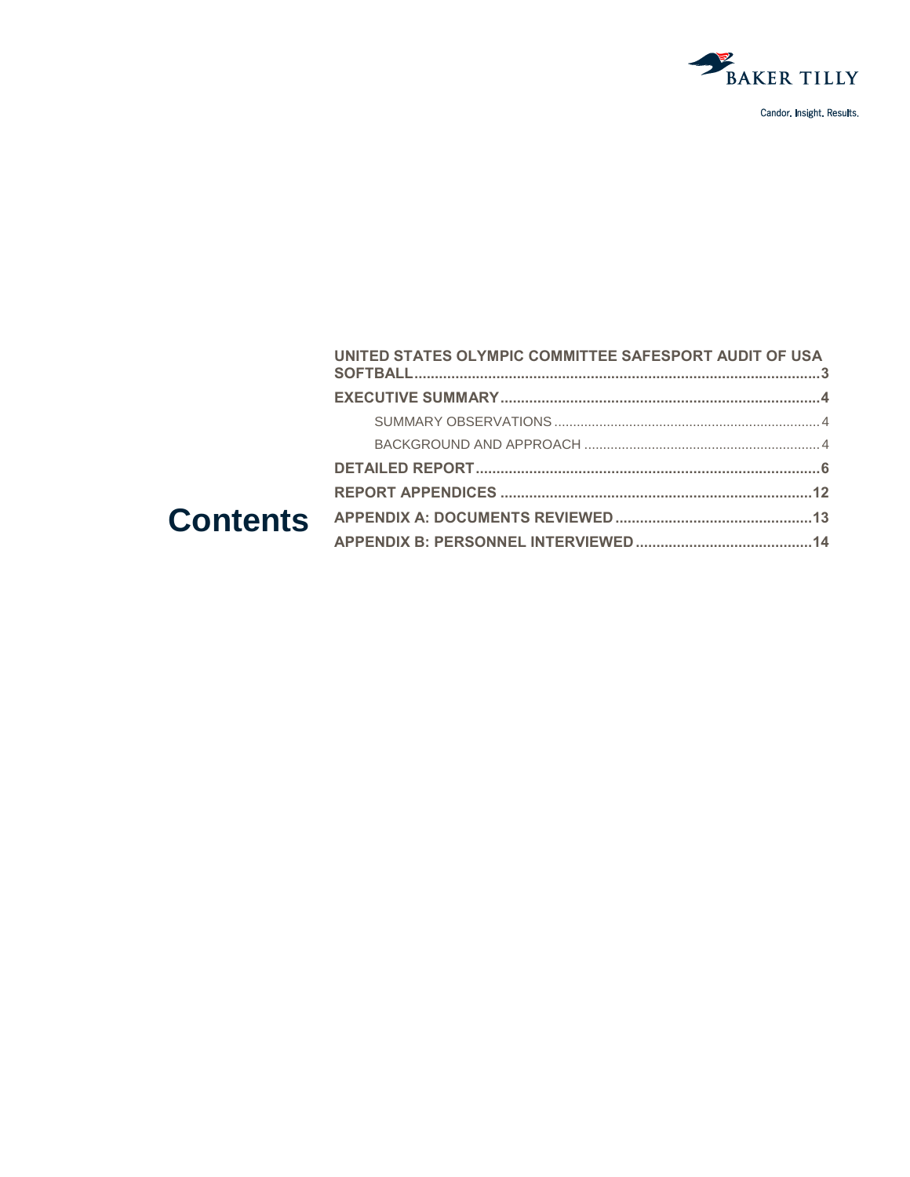# Contents

- **UNITED STATES OLYMPIC COMMITTEE SAFESPORT AUDIT OF USA SOFTBALL** .......... 3
- **EXECUTIVE SUMMARY** .......... 4
  - SUMMARY OBSERVATIONS .......... 4
  - BACKGROUND AND APPROACH .......... 4
- **DETAILED REPORT** .......... 6
- **REPORT APPENDICES** .......... 12
- **APPENDIX A: DOCUMENTS REVIEWED** .......... 13
- **APPENDIX B: PERSONNEL INTERVIEWED** .......... 14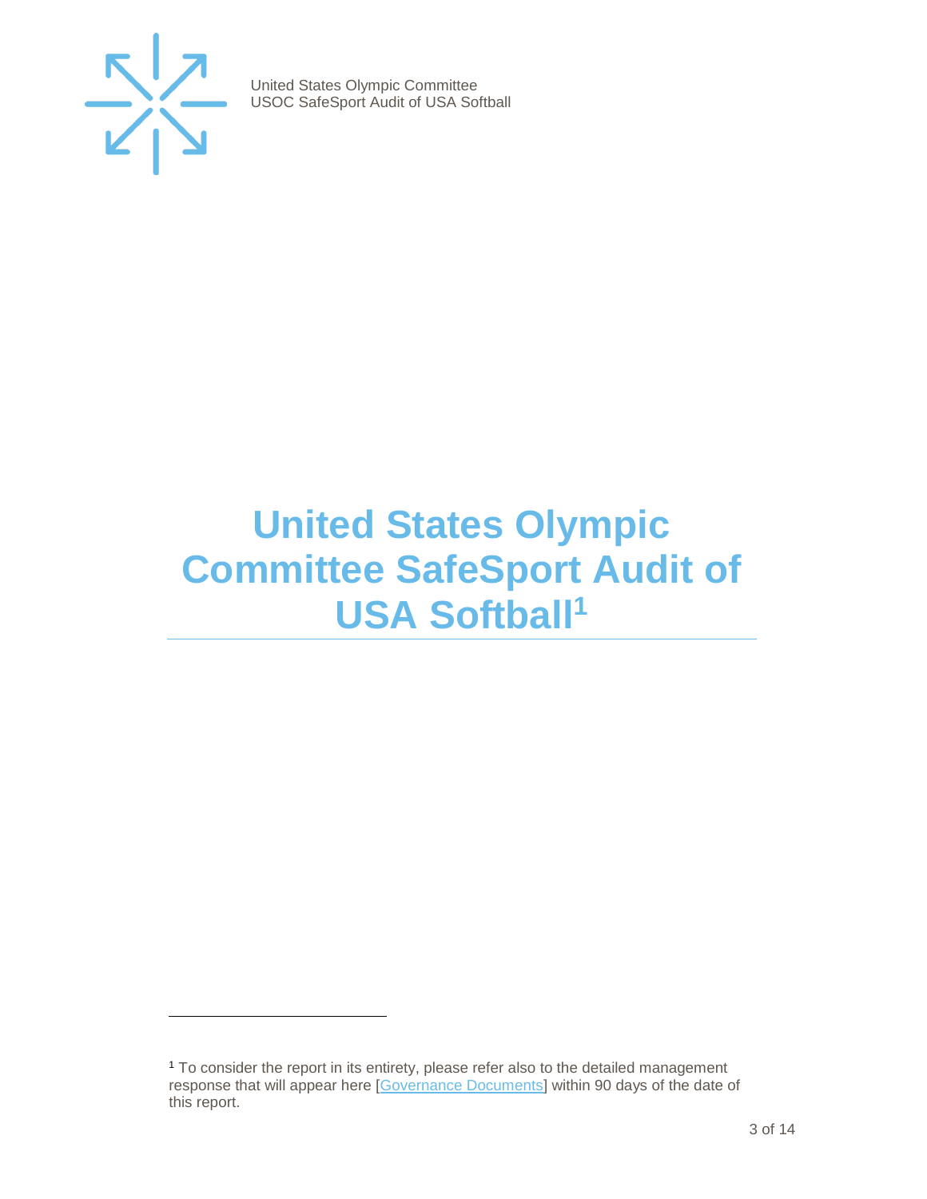# United States Olympic Committee SafeSport Audit of USA Softball[1]

[1] To consider the report in its entirety, please refer also to the detailed management response that will appear here [Governance Documents] within 90 days of the date of this report.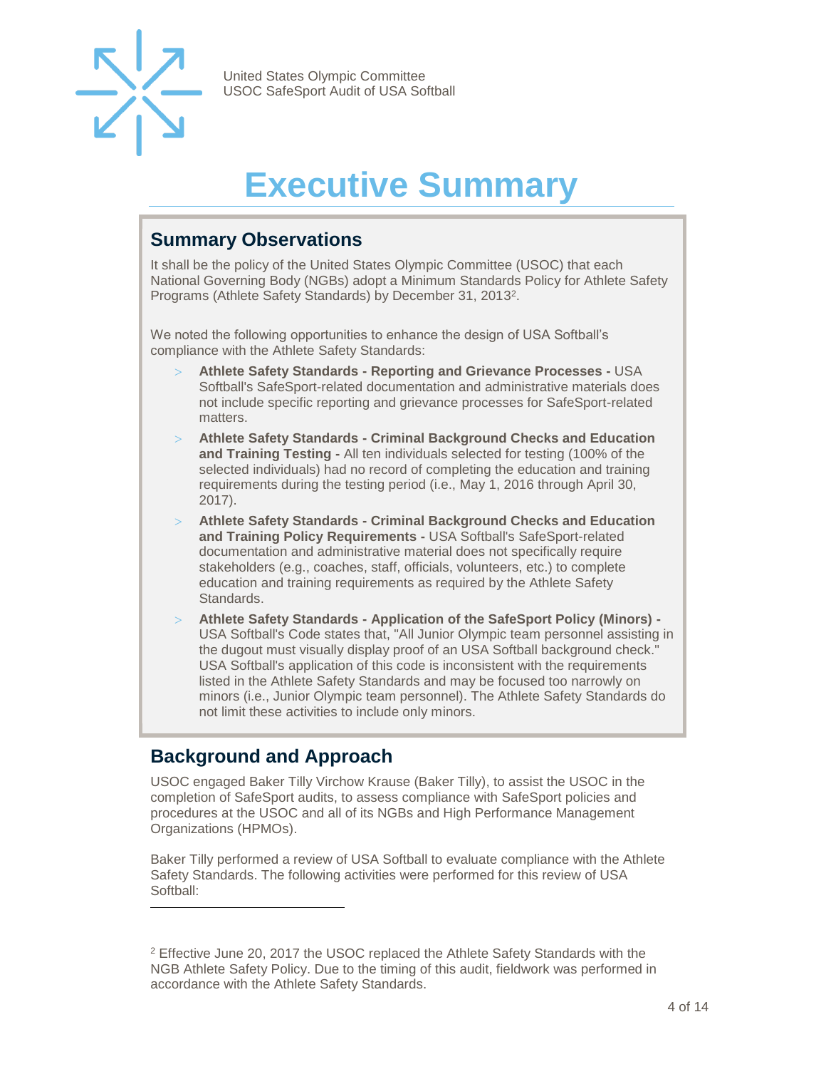# Executive Summary

## Summary Observations

It shall be the policy of the United States Olympic Committee (USOC) that each National Governing Body (NGBs) adopt a Minimum Standards Policy for Athlete Safety Programs (Athlete Safety Standards) by December 31, 2013[2].

We noted the following opportunities to enhance the design of USA Softball's compliance with the Athlete Safety Standards:

- **Athlete Safety Standards - Reporting and Grievance Processes -** USA Softball's SafeSport-related documentation and administrative materials does not include specific reporting and grievance processes for SafeSport-related matters.
- **Athlete Safety Standards - Criminal Background Checks and Education and Training Testing -** All ten individuals selected for testing (100% of the selected individuals) had no record of completing the education and training requirements during the testing period (i.e., May 1, 2016 through April 30, 2017).
- **Athlete Safety Standards - Criminal Background Checks and Education and Training Policy Requirements -** USA Softball's SafeSport-related documentation and administrative material does not specifically require stakeholders (e.g., coaches, staff, officials, volunteers, etc.) to complete education and training requirements as required by the Athlete Safety Standards.
- **Athlete Safety Standards - Application of the SafeSport Policy (Minors) -** USA Softball's Code states that, "All Junior Olympic team personnel assisting in the dugout must visually display proof of an USA Softball background check." USA Softball's application of this code is inconsistent with the requirements listed in the Athlete Safety Standards and may be focused too narrowly on minors (i.e., Junior Olympic team personnel). The Athlete Safety Standards do not limit these activities to include only minors.

## Background and Approach

USOC engaged Baker Tilly Virchow Krause (Baker Tilly), to assist the USOC in the completion of SafeSport audits, to assess compliance with SafeSport policies and procedures at the USOC and all of its NGBs and High Performance Management Organizations (HPMOs).

Baker Tilly performed a review of USA Softball to evaluate compliance with the Athlete Safety Standards. The following activities were performed for this review of USA Softball:

---

[2] Effective June 20, 2017 the USOC replaced the Athlete Safety Standards with the NGB Athlete Safety Policy. Due to the timing of this audit, fieldwork was performed in accordance with the Athlete Safety Standards.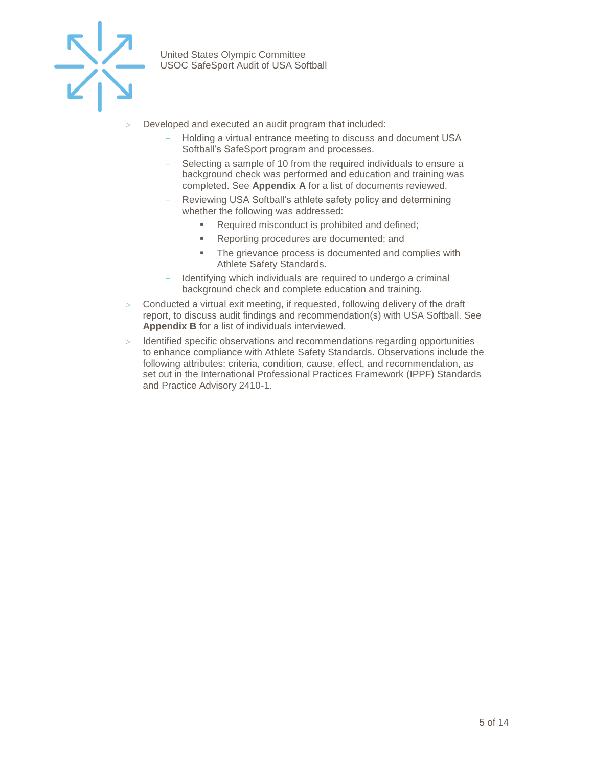- Developed and executed an audit program that included:
  - Holding a virtual entrance meeting to discuss and document USA Softball's SafeSport program and processes.
  - Selecting a sample of 10 from the required individuals to ensure a background check was performed and education and training was completed. See **Appendix A** for a list of documents reviewed.
  - Reviewing USA Softball's athlete safety policy and determining whether the following was addressed:
    - Required misconduct is prohibited and defined;
    - Reporting procedures are documented; and
    - The grievance process is documented and complies with Athlete Safety Standards.
  - Identifying which individuals are required to undergo a criminal background check and complete education and training.
- Conducted a virtual exit meeting, if requested, following delivery of the draft report, to discuss audit findings and recommendation(s) with USA Softball. See **Appendix B** for a list of individuals interviewed.
- Identified specific observations and recommendations regarding opportunities to enhance compliance with Athlete Safety Standards. Observations include the following attributes: criteria, condition, cause, effect, and recommendation, as set out in the International Professional Practices Framework (IPPF) Standards and Practice Advisory 2410-1.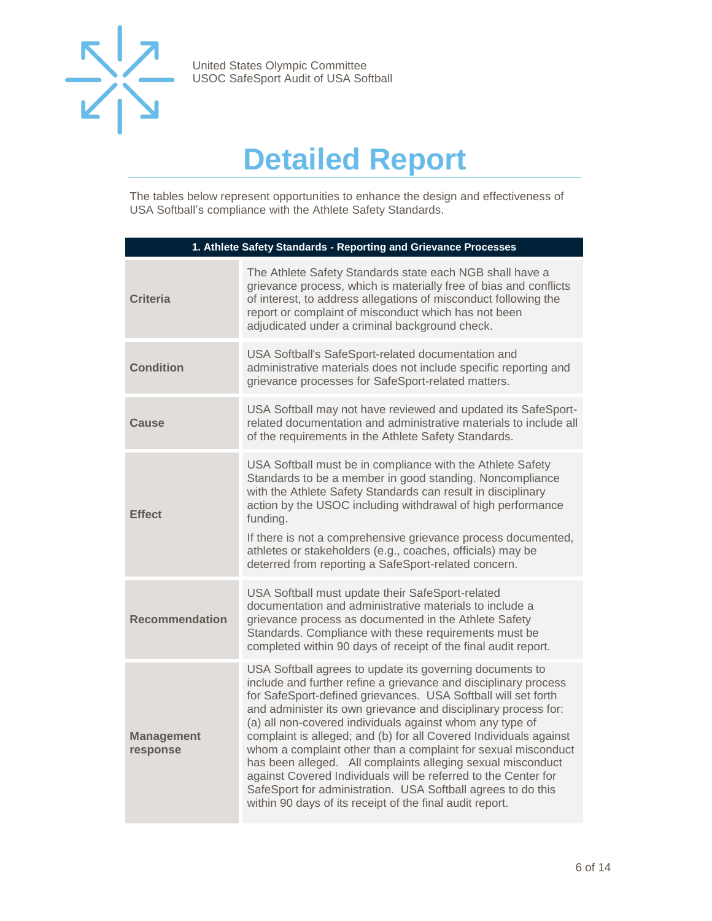# Detailed Report

The tables below represent opportunities to enhance the design and effectiveness of USA Softball's compliance with the Athlete Safety Standards.

| 1. Athlete Safety Standards - Reporting and Grievance Processes | |
|---|---|
| **Criteria** | The Athlete Safety Standards state each NGB shall have a grievance process, which is materially free of bias and conflicts of interest, to address allegations of misconduct following the report or complaint of misconduct which has not been adjudicated under a criminal background check. |
| **Condition** | USA Softball's SafeSport-related documentation and administrative materials does not include specific reporting and grievance processes for SafeSport-related matters. |
| **Cause** | USA Softball may not have reviewed and updated its SafeSport-related documentation and administrative materials to include all of the requirements in the Athlete Safety Standards. |
| **Effect** | USA Softball must be in compliance with the Athlete Safety Standards to be a member in good standing. Noncompliance with the Athlete Safety Standards can result in disciplinary action by the USOC including withdrawal of high performance funding.<br><br>If there is not a comprehensive grievance process documented, athletes or stakeholders (e.g., coaches, officials) may be deterred from reporting a SafeSport-related concern. |
| **Recommendation** | USA Softball must update their SafeSport-related documentation and administrative materials to include a grievance process as documented in the Athlete Safety Standards. Compliance with these requirements must be completed within 90 days of receipt of the final audit report. |
| **Management response** | USA Softball agrees to update its governing documents to include and further refine a grievance and disciplinary process for SafeSport-defined grievances. USA Softball will set forth and administer its own grievance and disciplinary process for: (a) all non-covered individuals against whom any type of complaint is alleged; and (b) for all Covered Individuals against whom a complaint other than a complaint for sexual misconduct has been alleged. All complaints alleging sexual misconduct against Covered Individuals will be referred to the Center for SafeSport for administration. USA Softball agrees to do this within 90 days of its receipt of the final audit report. |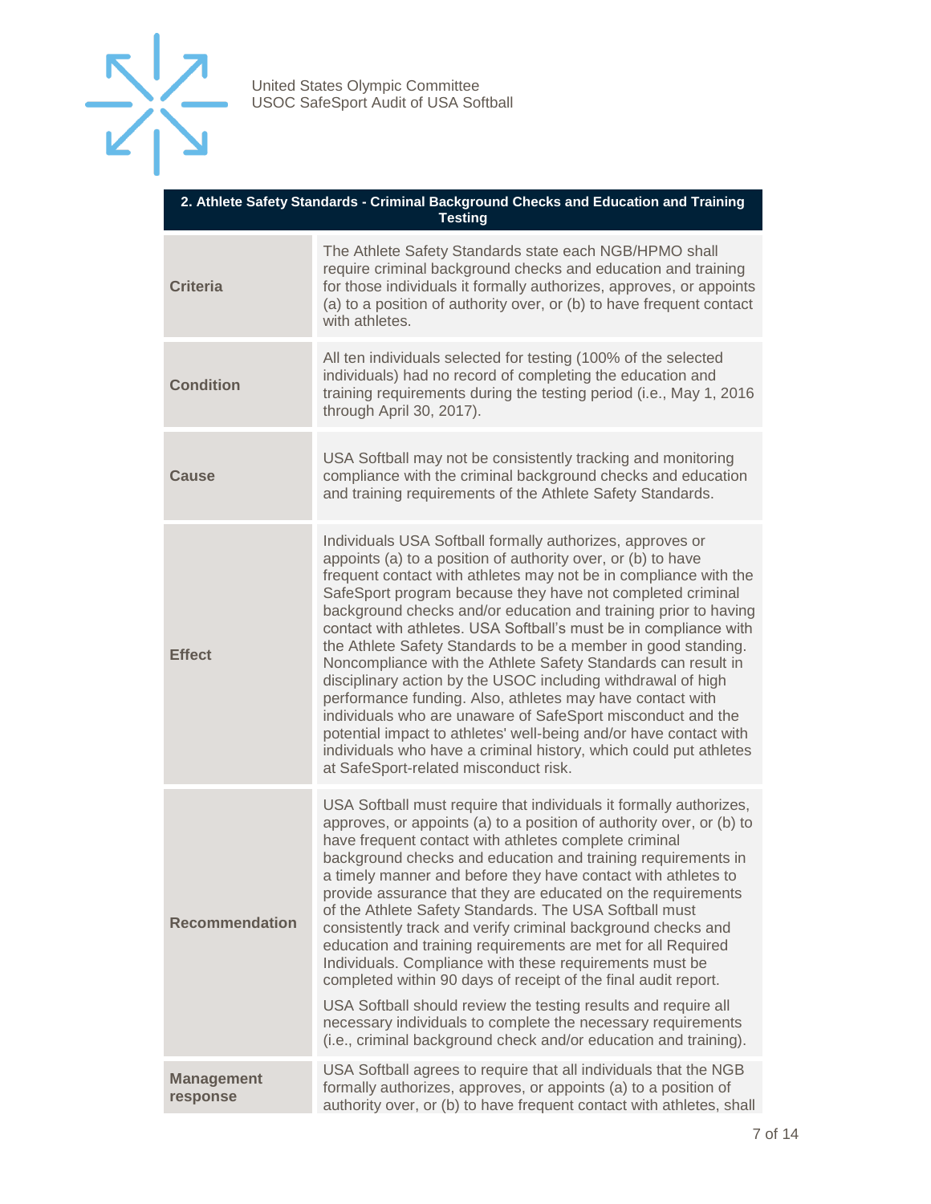| 2. Athlete Safety Standards - Criminal Background Checks and Education and Training Testing | |
|---|---|
| **Criteria** | The Athlete Safety Standards state each NGB/HPMO shall require criminal background checks and education and training for those individuals it formally authorizes, approves, or appoints (a) to a position of authority over, or (b) to have frequent contact with athletes. |
| **Condition** | All ten individuals selected for testing (100% of the selected individuals) had no record of completing the education and training requirements during the testing period (i.e., May 1, 2016 through April 30, 2017). |
| **Cause** | USA Softball may not be consistently tracking and monitoring compliance with the criminal background checks and education and training requirements of the Athlete Safety Standards. |
| **Effect** | Individuals USA Softball formally authorizes, approves or appoints (a) to a position of authority over, or (b) to have frequent contact with athletes may not be in compliance with the SafeSport program because they have not completed criminal background checks and/or education and training prior to having contact with athletes. USA Softball's must be in compliance with the Athlete Safety Standards to be a member in good standing. Noncompliance with the Athlete Safety Standards can result in disciplinary action by the USOC including withdrawal of high performance funding. Also, athletes may have contact with individuals who are unaware of SafeSport misconduct and the potential impact to athletes' well-being and/or have contact with individuals who have a criminal history, which could put athletes at SafeSport-related misconduct risk. |
| **Recommendation** | USA Softball must require that individuals it formally authorizes, approves, or appoints (a) to a position of authority over, or (b) to have frequent contact with athletes complete criminal background checks and education and training requirements in a timely manner and before they have contact with athletes to provide assurance that they are educated on the requirements of the Athlete Safety Standards. The USA Softball must consistently track and verify criminal background checks and education and training requirements are met for all Required Individuals. Compliance with these requirements must be completed within 90 days of receipt of the final audit report.<br><br>USA Softball should review the testing results and require all necessary individuals to complete the necessary requirements (i.e., criminal background check and/or education and training). |
| **Management response** | USA Softball agrees to require that all individuals that the NGB formally authorizes, approves, or appoints (a) to a position of authority over, or (b) to have frequent contact with athletes, shall |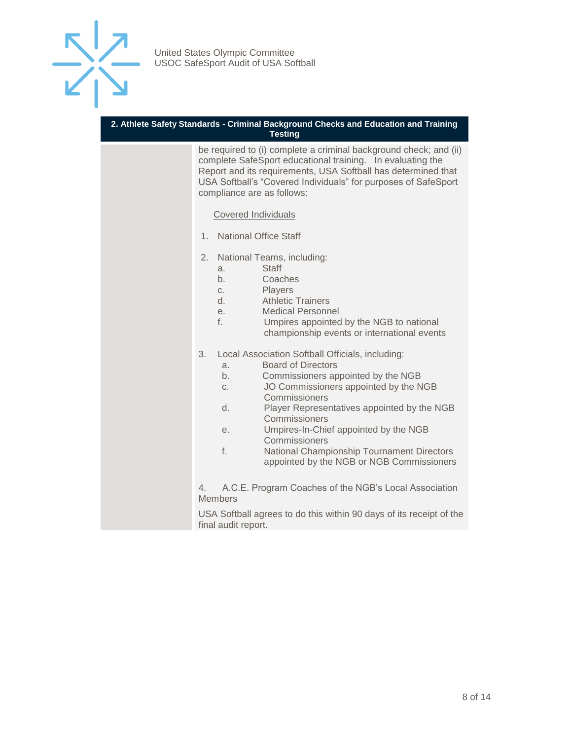**2. Athlete Safety Standards - Criminal Background Checks and Education and Training Testing**

be required to (i) complete a criminal background check; and (ii) complete SafeSport educational training. In evaluating the Report and its requirements, USA Softball has determined that USA Softball's "Covered Individuals" for purposes of SafeSport compliance are as follows:

Covered Individuals

1. National Office Staff

2. National Teams, including:
   a. Staff
   b. Coaches
   c. Players
   d. Athletic Trainers
   e. Medical Personnel
   f. Umpires appointed by the NGB to national championship events or international events

3. Local Association Softball Officials, including:
   a. Board of Directors
   b. Commissioners appointed by the NGB
   c. JO Commissioners appointed by the NGB Commissioners
   d. Player Representatives appointed by the NGB Commissioners
   e. Umpires-In-Chief appointed by the NGB Commissioners
   f. National Championship Tournament Directors appointed by the NGB or NGB Commissioners

4. A.C.E. Program Coaches of the NGB's Local Association Members

USA Softball agrees to do this within 90 days of its receipt of the final audit report.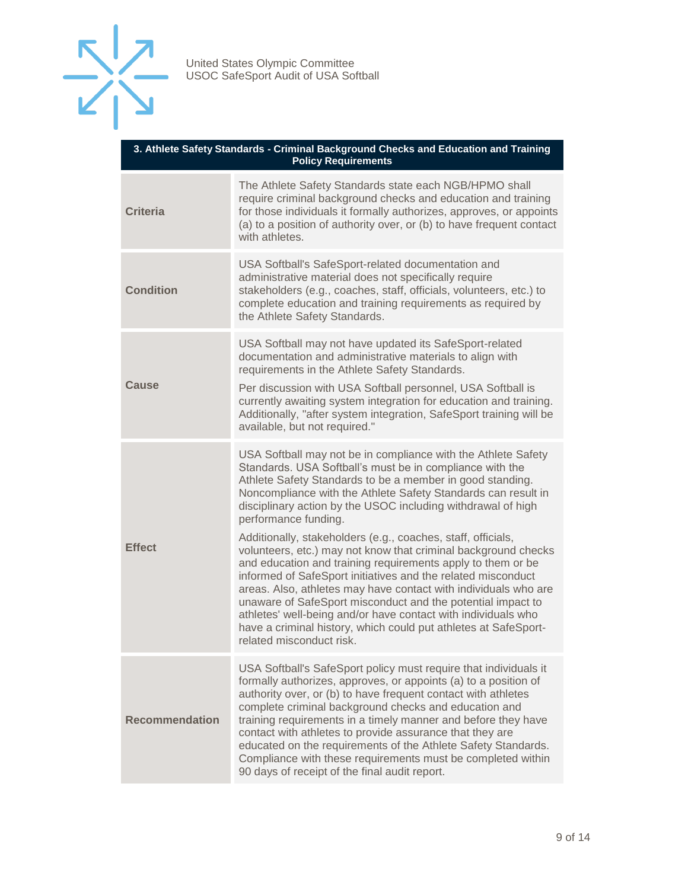| 3. Athlete Safety Standards - Criminal Background Checks and Education and Training Policy Requirements | |
|---|---|
| **Criteria** | The Athlete Safety Standards state each NGB/HPMO shall require criminal background checks and education and training for those individuals it formally authorizes, approves, or appoints (a) to a position of authority over, or (b) to have frequent contact with athletes. |
| **Condition** | USA Softball's SafeSport-related documentation and administrative material does not specifically require stakeholders (e.g., coaches, staff, officials, volunteers, etc.) to complete education and training requirements as required by the Athlete Safety Standards. |
| **Cause** | USA Softball may not have updated its SafeSport-related documentation and administrative materials to align with requirements in the Athlete Safety Standards.<br><br>Per discussion with USA Softball personnel, USA Softball is currently awaiting system integration for education and training. Additionally, "after system integration, SafeSport training will be available, but not required." |
| **Effect** | USA Softball may not be in compliance with the Athlete Safety Standards. USA Softball's must be in compliance with the Athlete Safety Standards to be a member in good standing. Noncompliance with the Athlete Safety Standards can result in disciplinary action by the USOC including withdrawal of high performance funding.<br><br>Additionally, stakeholders (e.g., coaches, staff, officials, volunteers, etc.) may not know that criminal background checks and education and training requirements apply to them or be informed of SafeSport initiatives and the related misconduct areas. Also, athletes may have contact with individuals who are unaware of SafeSport misconduct and the potential impact to athletes' well-being and/or have contact with individuals who have a criminal history, which could put athletes at SafeSport-related misconduct risk. |
| **Recommendation** | USA Softball's SafeSport policy must require that individuals it formally authorizes, approves, or appoints (a) to a position of authority over, or (b) to have frequent contact with athletes complete criminal background checks and education and training requirements in a timely manner and before they have contact with athletes to provide assurance that they are educated on the requirements of the Athlete Safety Standards. Compliance with these requirements must be completed within 90 days of receipt of the final audit report. |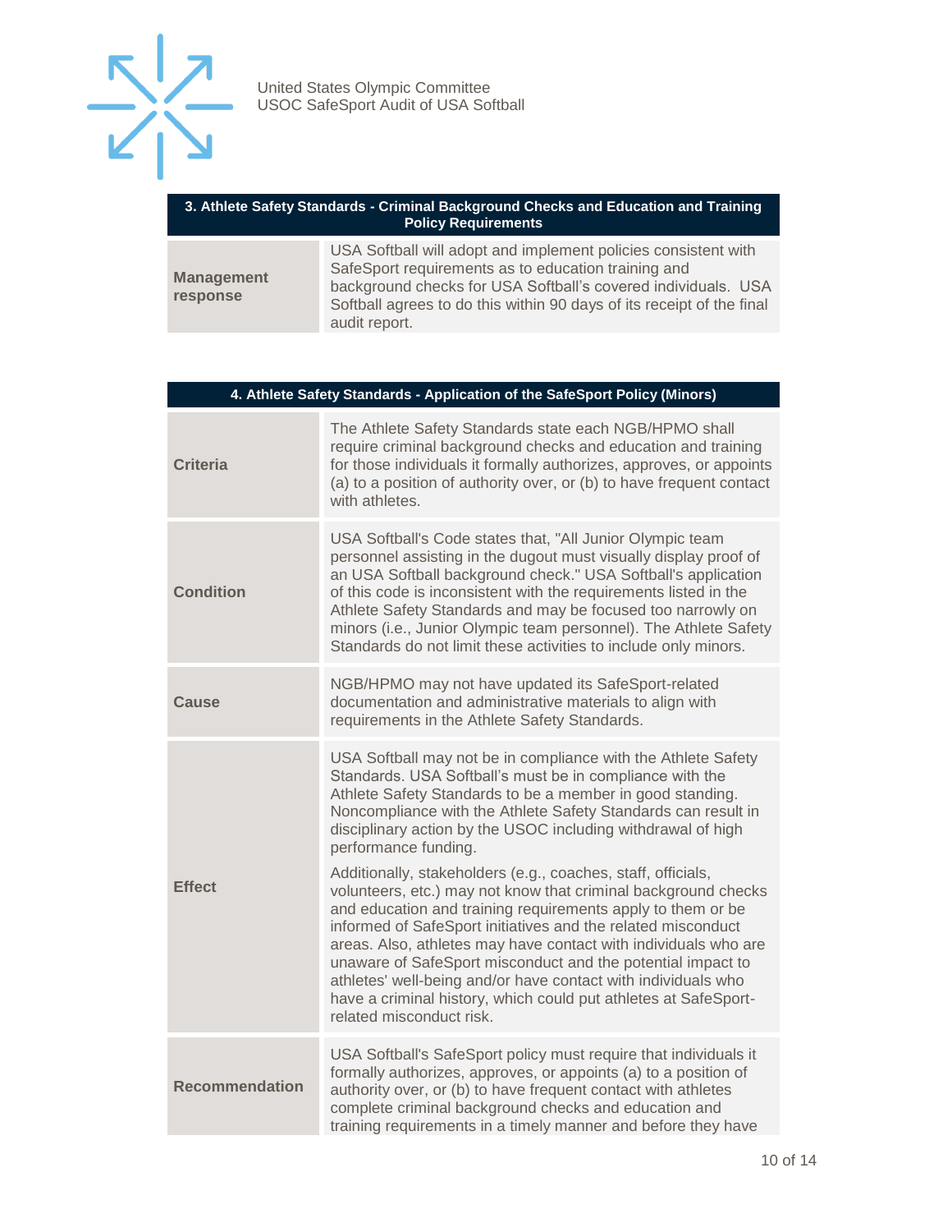| 3. Athlete Safety Standards - Criminal Background Checks and Education and Training Policy Requirements | |
|---|---|
| **Management response** | USA Softball will adopt and implement policies consistent with SafeSport requirements as to education training and background checks for USA Softball's covered individuals. USA Softball agrees to do this within 90 days of its receipt of the final audit report. |

| 4. Athlete Safety Standards - Application of the SafeSport Policy (Minors) | |
|---|---|
| **Criteria** | The Athlete Safety Standards state each NGB/HPMO shall require criminal background checks and education and training for those individuals it formally authorizes, approves, or appoints (a) to a position of authority over, or (b) to have frequent contact with athletes. |
| **Condition** | USA Softball's Code states that, "All Junior Olympic team personnel assisting in the dugout must visually display proof of an USA Softball background check." USA Softball's application of this code is inconsistent with the requirements listed in the Athlete Safety Standards and may be focused too narrowly on minors (i.e., Junior Olympic team personnel). The Athlete Safety Standards do not limit these activities to include only minors. |
| **Cause** | NGB/HPMO may not have updated its SafeSport-related documentation and administrative materials to align with requirements in the Athlete Safety Standards. |
| **Effect** | USA Softball may not be in compliance with the Athlete Safety Standards. USA Softball's must be in compliance with the Athlete Safety Standards to be a member in good standing. Noncompliance with the Athlete Safety Standards can result in disciplinary action by the USOC including withdrawal of high performance funding.<br><br>Additionally, stakeholders (e.g., coaches, staff, officials, volunteers, etc.) may not know that criminal background checks and education and training requirements apply to them or be informed of SafeSport initiatives and the related misconduct areas. Also, athletes may have contact with individuals who are unaware of SafeSport misconduct and the potential impact to athletes' well-being and/or have contact with individuals who have a criminal history, which could put athletes at SafeSport-related misconduct risk. |
| **Recommendation** | USA Softball's SafeSport policy must require that individuals it formally authorizes, approves, or appoints (a) to a position of authority over, or (b) to have frequent contact with athletes complete criminal background checks and education and training requirements in a timely manner and before they have |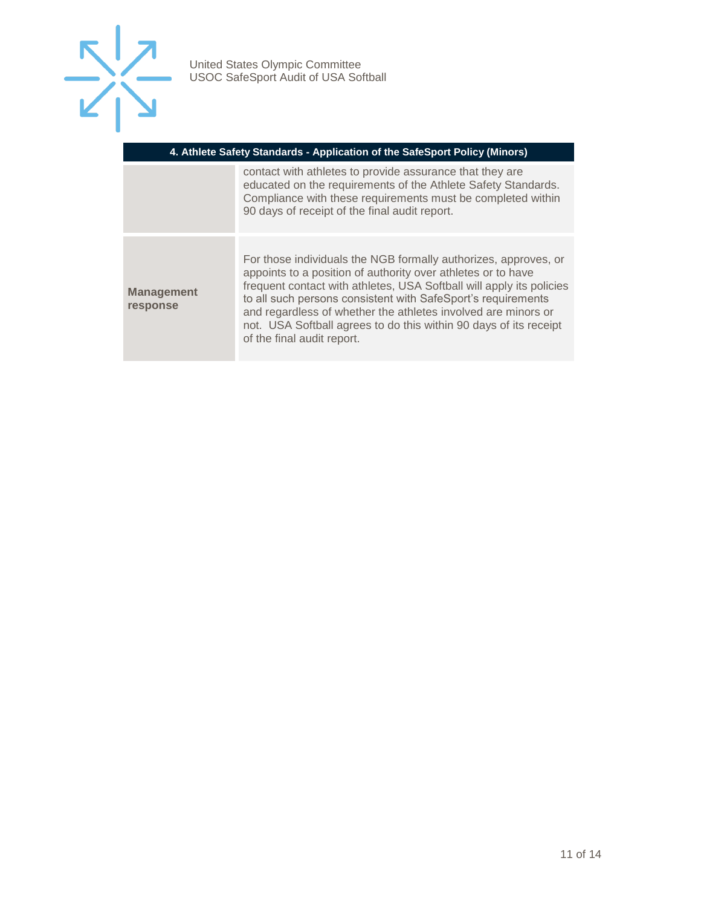| 4. Athlete Safety Standards - Application of the SafeSport Policy (Minors) | |
|---|---|
| | contact with athletes to provide assurance that they are educated on the requirements of the Athlete Safety Standards. Compliance with these requirements must be completed within 90 days of receipt of the final audit report. |
| **Management response** | For those individuals the NGB formally authorizes, approves, or appoints to a position of authority over athletes or to have frequent contact with athletes, USA Softball will apply its policies to all such persons consistent with SafeSport's requirements and regardless of whether the athletes involved are minors or not. USA Softball agrees to do this within 90 days of its receipt of the final audit report. |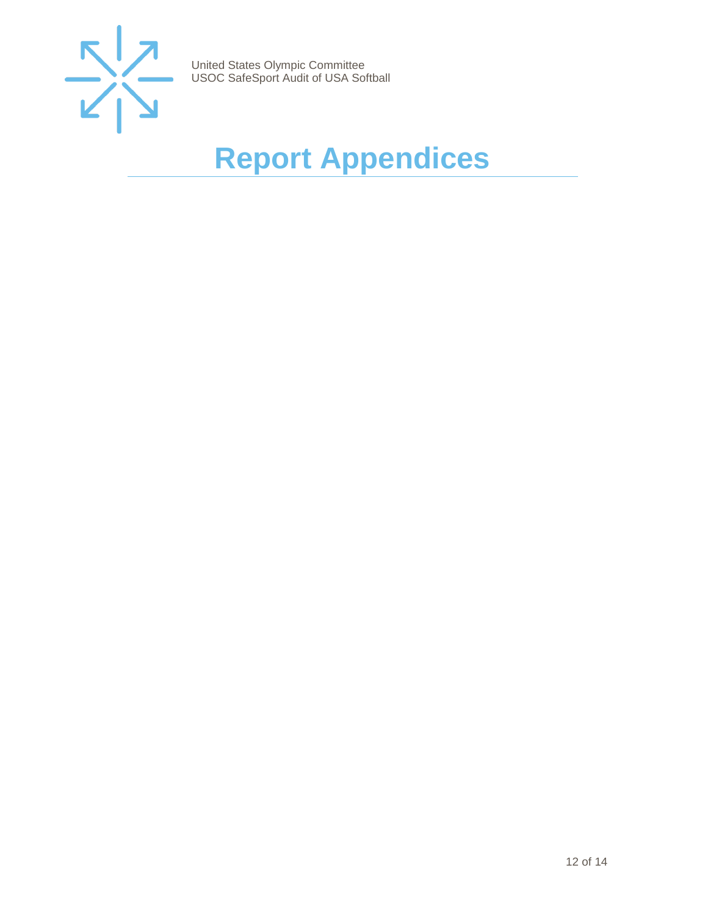# Report Appendices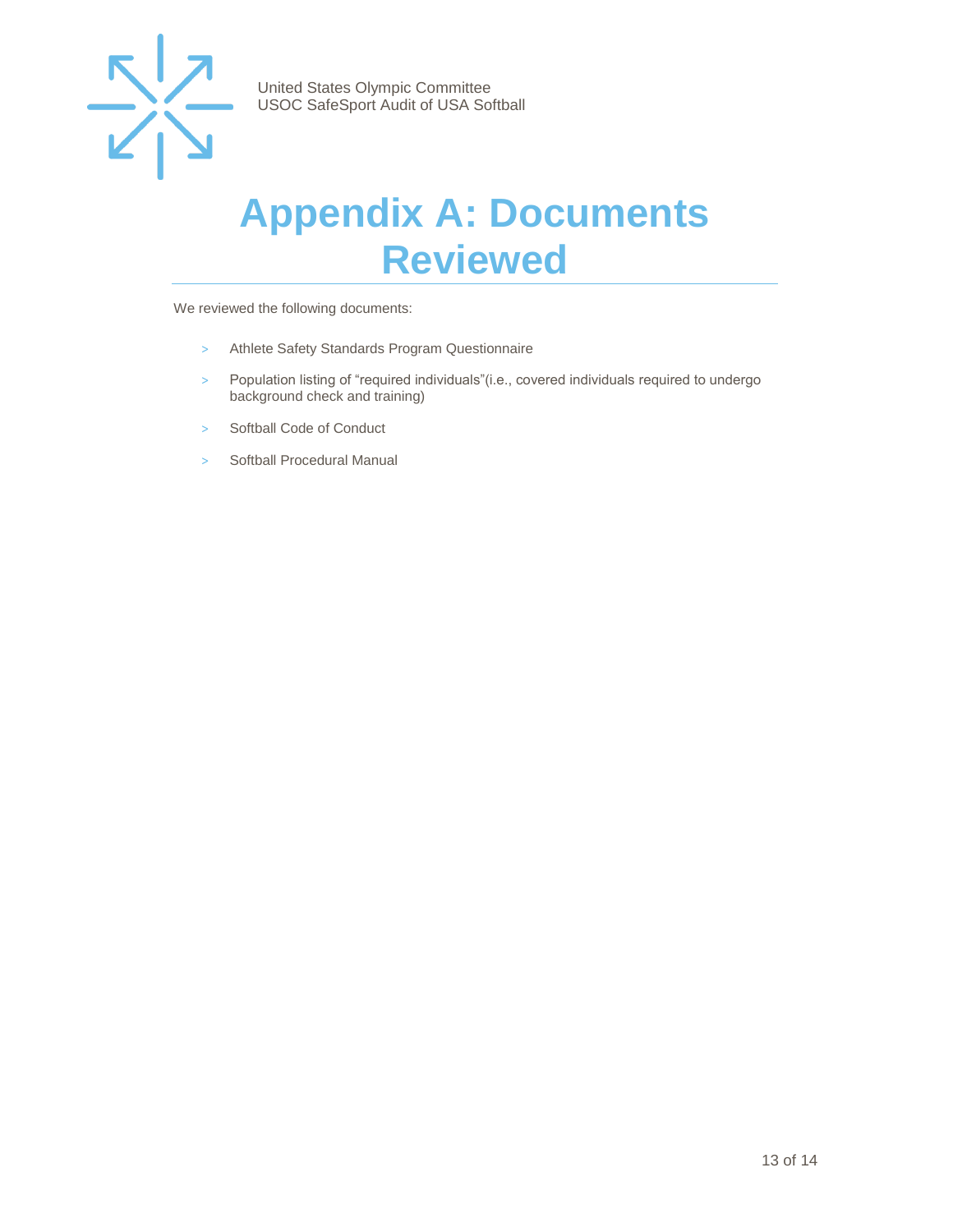# Appendix A: Documents Reviewed

We reviewed the following documents:

- Athlete Safety Standards Program Questionnaire
- Population listing of “required individuals”(i.e., covered individuals required to undergo background check and training)
- Softball Code of Conduct
- Softball Procedural Manual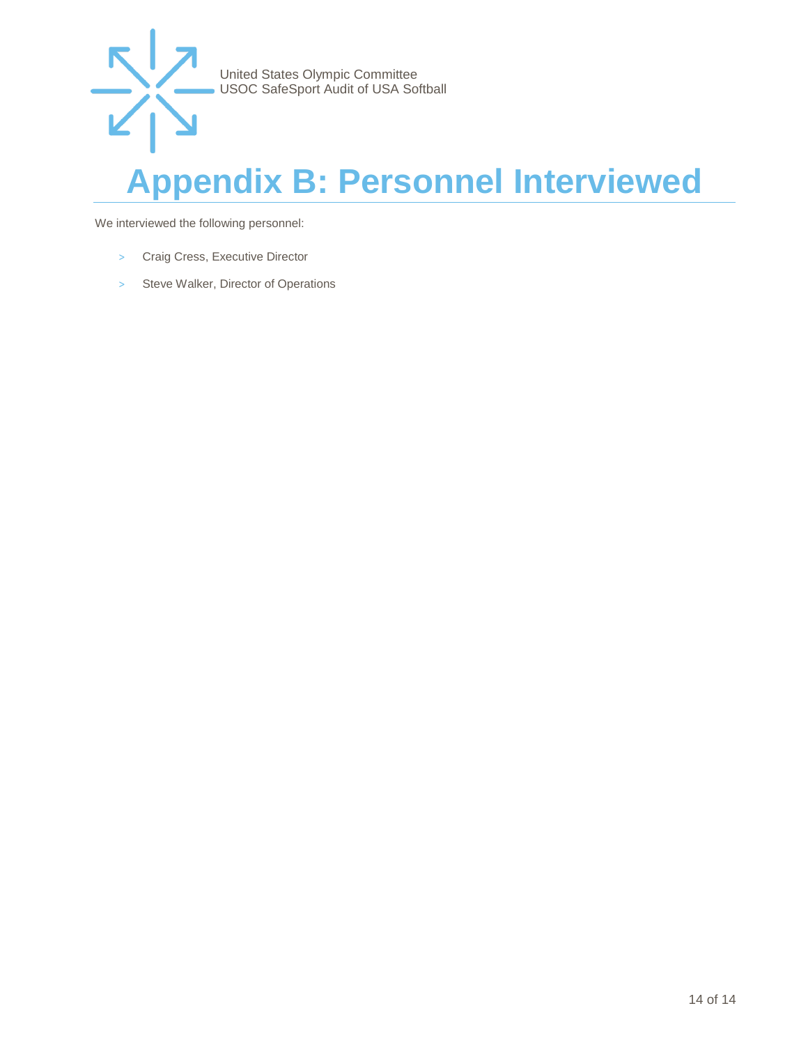# Appendix B: Personnel Interviewed

We interviewed the following personnel:

- Craig Cress, Executive Director
- Steve Walker, Director of Operations